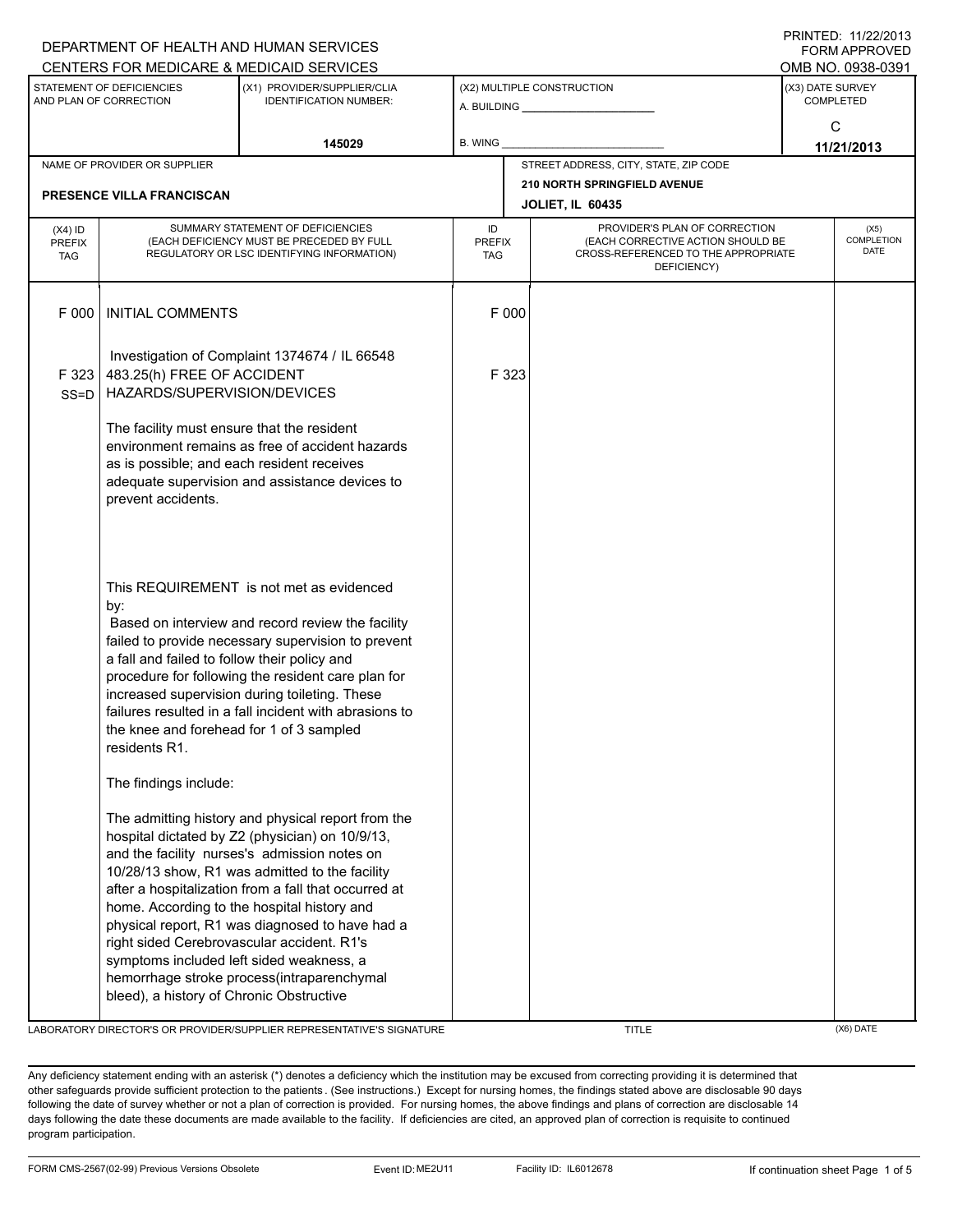DEPARTMENT OF HEALTH AND HUMAN SERVICES
CENTERS FOR MEDICARE & MEDICAID SERVICES

PRINTED: 11/22/2013
FORM APPROVED
OMB NO. 0938-0391

| STATEMENT OF DEFICIENCIES AND PLAN OF CORRECTION | (X1) PROVIDER/SUPPLIER/CLIA IDENTIFICATION NUMBER: | (X2) MULTIPLE CONSTRUCTION | (X3) DATE SURVEY COMPLETED |
|---|---|---|---|
| | 145029 | A. BUILDING ______ B. WING ______ | C 11/21/2013 |

| NAME OF PROVIDER OR SUPPLIER | STREET ADDRESS, CITY, STATE, ZIP CODE |
|---|---|
| PRESENCE VILLA FRANCISCAN | 210 NORTH SPRINGFIELD AVENUE JOLIET, IL 60435 |

| (X4) ID PREFIX TAG | SUMMARY STATEMENT OF DEFICIENCIES (EACH DEFICIENCY MUST BE PRECEDED BY FULL REGULATORY OR LSC IDENTIFYING INFORMATION) | ID PREFIX TAG | PROVIDER'S PLAN OF CORRECTION (EACH CORRECTIVE ACTION SHOULD BE CROSS-REFERENCED TO THE APPROPRIATE DEFICIENCY) | (X5) COMPLETION DATE |
|---|---|---|---|---|
| F 000 | INITIAL COMMENTS<br><br>Investigation of Complaint 1374674 / IL 66548 | F 000 | | |
| F 323 SS=D | 483.25(h) FREE OF ACCIDENT HAZARDS/SUPERVISION/DEVICES<br><br>The facility must ensure that the resident environment remains as free of accident hazards as is possible; and each resident receives adequate supervision and assistance devices to prevent accidents.<br><br>This REQUIREMENT is not met as evidenced by:<br>Based on interview and record review the facility failed to provide necessary supervision to prevent a fall and failed to follow their policy and procedure for following the resident care plan for increased supervision during toileting. These failures resulted in a fall incident with abrasions to the knee and forehead for 1 of 3 sampled residents R1.<br><br>The findings include:<br><br>The admitting history and physical report from the hospital dictated by Z2 (physician) on 10/9/13, and the facility nurses's admission notes on 10/28/13 show, R1 was admitted to the facility after a hospitalization from a fall that occurred at home. According to the hospital history and physical report, R1 was diagnosed to have had a right sided Cerebrovascular accident. R1's symptoms included left sided weakness, a hemorrhage stroke process(intraparenchymal bleed), a history of Chronic Obstructive | F 323 | | |

LABORATORY DIRECTOR'S OR PROVIDER/SUPPLIER REPRESENTATIVE'S SIGNATURE | TITLE | (X6) DATE

Any deficiency statement ending with an asterisk (*) denotes a deficiency which the institution may be excused from correcting providing it is determined that other safeguards provide sufficient protection to the patients . (See instructions.) Except for nursing homes, the findings stated above are disclosable 90 days following the date of survey whether or not a plan of correction is provided. For nursing homes, the above findings and plans of correction are disclosable 14 days following the date these documents are made available to the facility. If deficiencies are cited, an approved plan of correction is requisite to continued program participation.

FORM CMS-2567(02-99) Previous Versions Obsolete | Event ID: ME2U11 | Facility ID: IL6012678 | If continuation sheet Page 1 of 5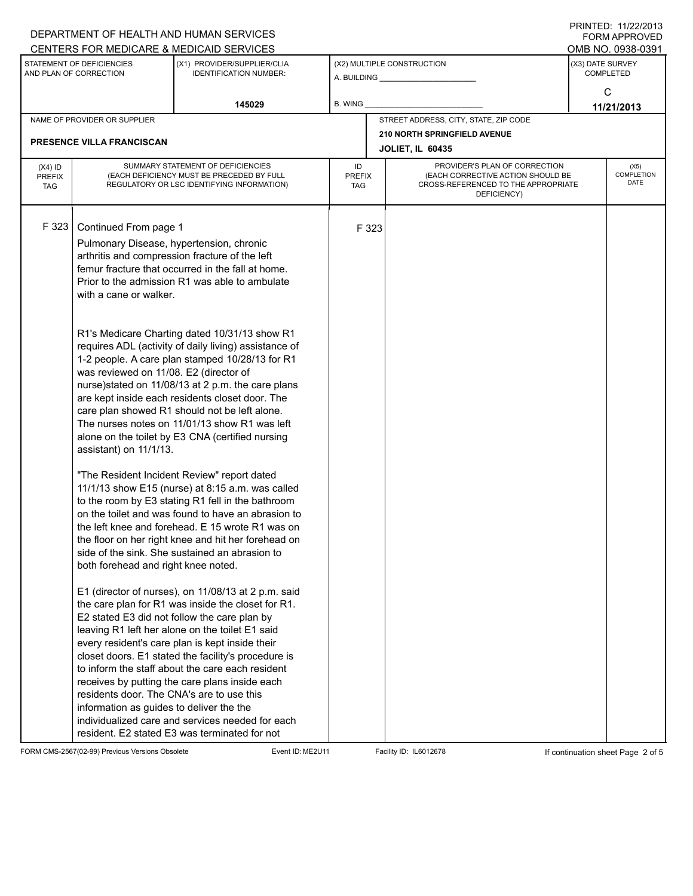DEPARTMENT OF HEALTH AND HUMAN SERVICES
CENTERS FOR MEDICARE & MEDICAID SERVICES

PRINTED: 11/22/2013
FORM APPROVED
OMB NO. 0938-0391

| STATEMENT OF DEFICIENCIES AND PLAN OF CORRECTION | (X1) PROVIDER/SUPPLIER/CLIA IDENTIFICATION NUMBER: | (X2) MULTIPLE CONSTRUCTION | (X3) DATE SURVEY COMPLETED |
|---|---|---|---|
| | 145029 | A. BUILDING ______ B. WING ______ | C 11/21/2013 |

| NAME OF PROVIDER OR SUPPLIER | STREET ADDRESS, CITY, STATE, ZIP CODE |
|---|---|
| PRESENCE VILLA FRANCISCAN | 210 NORTH SPRINGFIELD AVENUE JOLIET, IL 60435 |

| (X4) ID PREFIX TAG | SUMMARY STATEMENT OF DEFICIENCIES (EACH DEFICIENCY MUST BE PRECEDED BY FULL REGULATORY OR LSC IDENTIFYING INFORMATION) | ID PREFIX TAG | PROVIDER'S PLAN OF CORRECTION (EACH CORRECTIVE ACTION SHOULD BE CROSS-REFERENCED TO THE APPROPRIATE DEFICIENCY) | (X5) COMPLETION DATE |
|---|---|---|---|---|
| F 323 | Continued From page 1 | F 323 | | |

Pulmonary Disease, hypertension, chronic arthritis and compression fracture of the left femur fracture that occurred in the fall at home. Prior to the admission R1 was able to ambulate with a cane or walker.

R1's Medicare Charting dated 10/31/13 show R1 requires ADL (activity of daily living) assistance of 1-2 people. A care plan stamped 10/28/13 for R1 was reviewed on 11/08. E2 (director of nurse)stated on 11/08/13 at 2 p.m. the care plans are kept inside each residents closet door. The care plan showed R1 should not be left alone. The nurses notes on 11/01/13 show R1 was left alone on the toilet by E3 CNA (certified nursing assistant) on 11/1/13.

"The Resident Incident Review" report dated 11/1/13 show E15 (nurse) at 8:15 a.m. was called to the room by E3 stating R1 fell in the bathroom on the toilet and was found to have an abrasion to the left knee and forehead. E 15 wrote R1 was on the floor on her right knee and hit her forehead on side of the sink. She sustained an abrasion to both forehead and right knee noted.

E1 (director of nurses), on 11/08/13 at 2 p.m. said the care plan for R1 was inside the closet for R1. E2 stated E3 did not follow the care plan by leaving R1 left her alone on the toilet E1 said every resident's care plan is kept inside their closet doors. E1 stated the facility's procedure is to inform the staff about the care each resident receives by putting the care plans inside each residents door. The CNA's are to use this information as guides to deliver the the individualized care and services needed for each resident. E2 stated E3 was terminated for not

FORM CMS-2567(02-99) Previous Versions Obsolete Event ID: ME2U11 Facility ID: IL6012678 If continuation sheet Page 2 of 5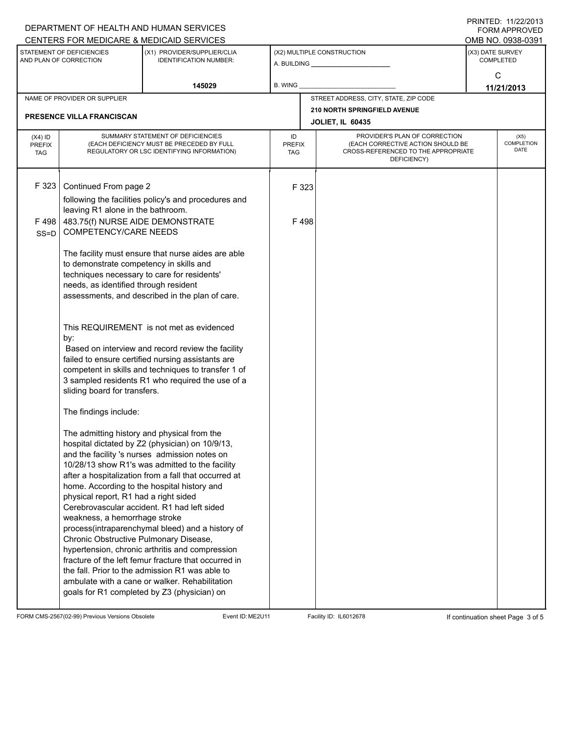DEPARTMENT OF HEALTH AND HUMAN SERVICES
CENTERS FOR MEDICARE & MEDICAID SERVICES

PRINTED: 11/22/2013
FORM APPROVED
OMB NO. 0938-0391

| STATEMENT OF DEFICIENCIES AND PLAN OF CORRECTION | (X1) PROVIDER/SUPPLIER/CLIA IDENTIFICATION NUMBER: | (X2) MULTIPLE CONSTRUCTION | (X3) DATE SURVEY COMPLETED |
|---|---|---|---|
| | 145029 | A. BUILDING ______ B. WING ______ | C 11/21/2013 |

| NAME OF PROVIDER OR SUPPLIER | STREET ADDRESS, CITY, STATE, ZIP CODE |
|---|---|
| PRESENCE VILLA FRANCISCAN | 210 NORTH SPRINGFIELD AVENUE JOLIET, IL 60435 |

| (X4) ID PREFIX TAG | SUMMARY STATEMENT OF DEFICIENCIES (EACH DEFICIENCY MUST BE PRECEDED BY FULL REGULATORY OR LSC IDENTIFYING INFORMATION) | ID PREFIX TAG | PROVIDER'S PLAN OF CORRECTION (EACH CORRECTIVE ACTION SHOULD BE CROSS-REFERENCED TO THE APPROPRIATE DEFICIENCY) | (X5) COMPLETION DATE |
|---|---|---|---|---|
| F 323 | Continued From page 2<br>following the facilities policy's and procedures and leaving R1 alone in the bathroom. | F 323 | | |
| F 498 SS=D | 483.75(f) NURSE AIDE DEMONSTRATE COMPETENCY/CARE NEEDS<br><br>The facility must ensure that nurse aides are able to demonstrate competency in skills and techniques necessary to care for residents' needs, as identified through resident assessments, and described in the plan of care.<br><br>This REQUIREMENT is not met as evidenced by:<br>Based on interview and record review the facility failed to ensure certified nursing assistants are competent in skills and techniques to transfer 1 of 3 sampled residents R1 who required the use of a sliding board for transfers.<br><br>The findings include:<br><br>The admitting history and physical from the hospital dictated by Z2 (physician) on 10/9/13, and the facility 's nurses admission notes on 10/28/13 show R1's was admitted to the facility after a hospitalization from a fall that occurred at home. According to the hospital history and physical report, R1 had a right sided Cerebrovascular accident. R1 had left sided weakness, a hemorrhage stroke process(intraparenchymal bleed) and a history of Chronic Obstructive Pulmonary Disease, hypertension, chronic arthritis and compression fracture of the left femur fracture that occurred in the fall. Prior to the admission R1 was able to ambulate with a cane or walker. Rehabilitation goals for R1 completed by Z3 (physician) on | F 498 | | |

FORM CMS-2567(02-99) Previous Versions Obsolete Event ID: ME2U11 Facility ID: IL6012678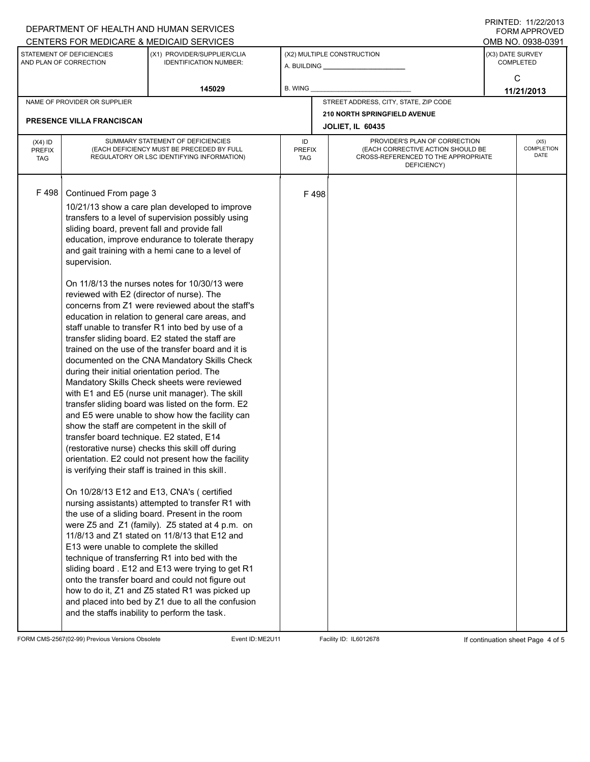DEPARTMENT OF HEALTH AND HUMAN SERVICES
CENTERS FOR MEDICARE & MEDICAID SERVICES

PRINTED: 11/22/2013
FORM APPROVED
OMB NO. 0938-0391

| STATEMENT OF DEFICIENCIES AND PLAN OF CORRECTION | (X1) PROVIDER/SUPPLIER/CLIA IDENTIFICATION NUMBER: | (X2) MULTIPLE CONSTRUCTION | (X3) DATE SURVEY COMPLETED |
|---|---|---|---|
| | 145029 | A. BUILDING ______ B. WING ______ | C 11/21/2013 |

| NAME OF PROVIDER OR SUPPLIER | STREET ADDRESS, CITY, STATE, ZIP CODE |
|---|---|
| PRESENCE VILLA FRANCISCAN | 210 NORTH SPRINGFIELD AVENUE JOLIET, IL 60435 |

| (X4) ID PREFIX TAG | SUMMARY STATEMENT OF DEFICIENCIES (EACH DEFICIENCY MUST BE PRECEDED BY FULL REGULATORY OR LSC IDENTIFYING INFORMATION) | ID PREFIX TAG | PROVIDER'S PLAN OF CORRECTION (EACH CORRECTIVE ACTION SHOULD BE CROSS-REFERENCED TO THE APPROPRIATE DEFICIENCY) | (X5) COMPLETION DATE |
|---|---|---|---|---|
| F 498 | Continued From page 3<br><br>10/21/13 show a care plan developed to improve transfers to a level of supervision possibly using sliding board, prevent fall and provide fall education, improve endurance to tolerate therapy and gait training with a hemi cane to a level of supervision.<br><br>On 11/8/13 the nurses notes for 10/30/13 were reviewed with E2 (director of nurse). The concerns from Z1 were reviewed about the staff's education in relation to general care areas, and staff unable to transfer R1 into bed by use of a transfer sliding board. E2 stated the staff are trained on the use of the transfer board and it is documented on the CNA Mandatory Skills Check during their initial orientation period. The Mandatory Skills Check sheets were reviewed with E1 and E5 (nurse unit manager). The skill transfer sliding board was listed on the form. E2 and E5 were unable to show how the facility can show the staff are competent in the skill of transfer board technique. E2 stated, E14 (restorative nurse) checks this skill off during orientation. E2 could not present how the facility is verifying their staff is trained in this skill.<br><br>On 10/28/13 E12 and E13, CNA's ( certified nursing assistants) attempted to transfer R1 with the use of a sliding board. Present in the room were Z5 and Z1 (family). Z5 stated at 4 p.m. on 11/8/13 and Z1 stated on 11/8/13 that E12 and E13 were unable to complete the skilled technique of transferring R1 into bed with the sliding board . E12 and E13 were trying to get R1 onto the transfer board and could not figure out how to do it, Z1 and Z5 stated R1 was picked up and placed into bed by Z1 due to all the confusion and the staffs inability to perform the task. | F 498 | | |

FORM CMS-2567(02-99) Previous Versions Obsolete Event ID: ME2U11 Facility ID: IL6012678 If continuation sheet Page 4 of 5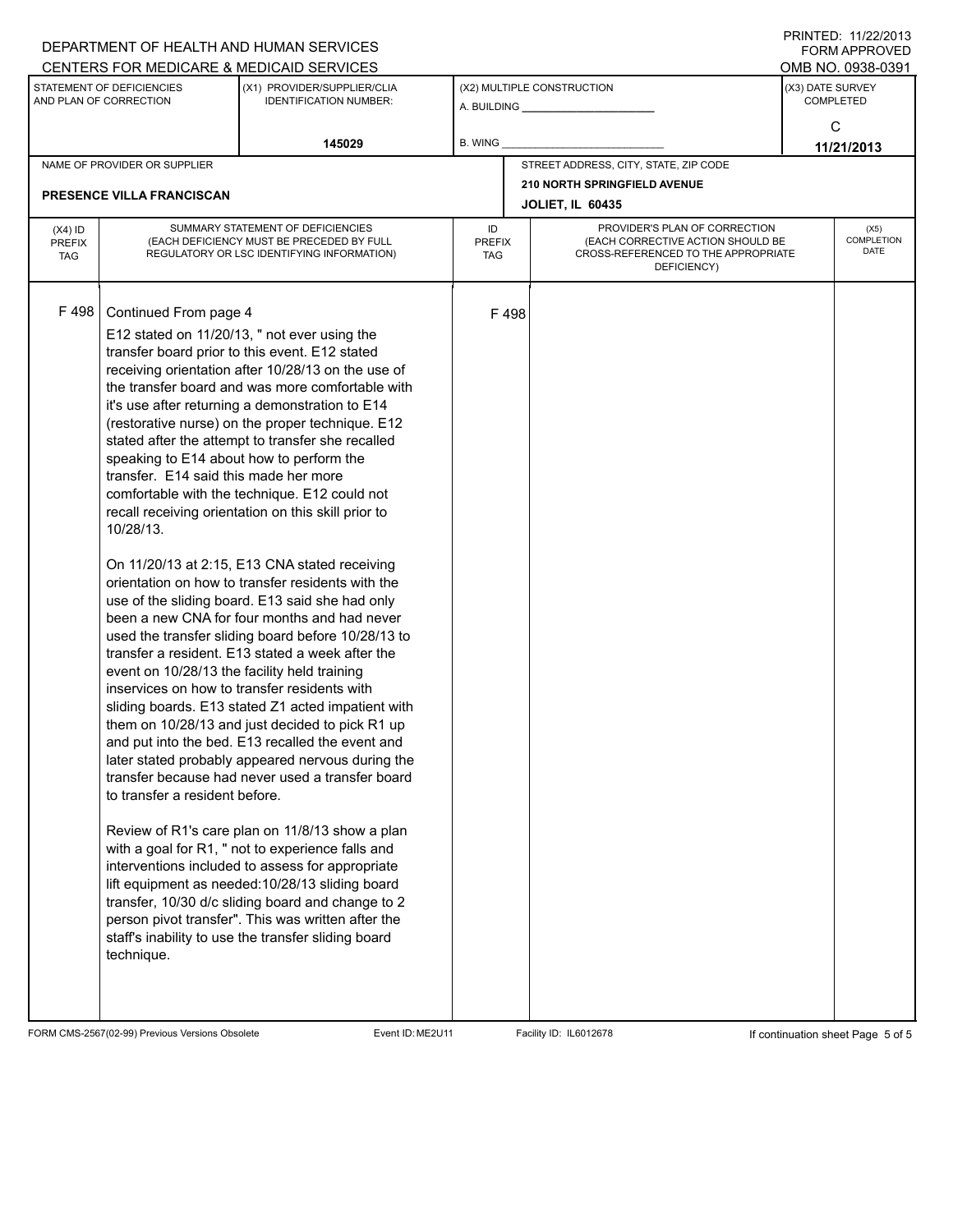DEPARTMENT OF HEALTH AND HUMAN SERVICES
CENTERS FOR MEDICARE & MEDICAID SERVICES

PRINTED: 11/22/2013
FORM APPROVED
OMB NO. 0938-0391

| STATEMENT OF DEFICIENCIES AND PLAN OF CORRECTION | (X1) PROVIDER/SUPPLIER/CLIA IDENTIFICATION NUMBER: | (X2) MULTIPLE CONSTRUCTION | (X3) DATE SURVEY COMPLETED |
|---|---|---|---|
| | 145029 | A. BUILDING ______ B. WING ______ | C 11/21/2013 |

| NAME OF PROVIDER OR SUPPLIER | STREET ADDRESS, CITY, STATE, ZIP CODE |
|---|---|
| PRESENCE VILLA FRANCISCAN | 210 NORTH SPRINGFIELD AVENUE JOLIET, IL 60435 |

| (X4) ID PREFIX TAG | SUMMARY STATEMENT OF DEFICIENCIES (EACH DEFICIENCY MUST BE PRECEDED BY FULL REGULATORY OR LSC IDENTIFYING INFORMATION) | ID PREFIX TAG | PROVIDER'S PLAN OF CORRECTION (EACH CORRECTIVE ACTION SHOULD BE CROSS-REFERENCED TO THE APPROPRIATE DEFICIENCY) | (X5) COMPLETION DATE |
|---|---|---|---|---|
| F 498 | Continued From page 4 | F 498 | | |

E12 stated on 11/20/13, " not ever using the transfer board prior to this event. E12 stated receiving orientation after 10/28/13 on the use of the transfer board and was more comfortable with it's use after returning a demonstration to E14 (restorative nurse) on the proper technique. E12 stated after the attempt to transfer she recalled speaking to E14 about how to perform the transfer. E14 said this made her more comfortable with the technique. E12 could not recall receiving orientation on this skill prior to 10/28/13.

On 11/20/13 at 2:15, E13 CNA stated receiving orientation on how to transfer residents with the use of the sliding board. E13 said she had only been a new CNA for four months and had never used the transfer sliding board before 10/28/13 to transfer a resident. E13 stated a week after the event on 10/28/13 the facility held training inservices on how to transfer residents with sliding boards. E13 stated Z1 acted impatient with them on 10/28/13 and just decided to pick R1 up and put into the bed. E13 recalled the event and later stated probably appeared nervous during the transfer because had never used a transfer board to transfer a resident before.

Review of R1's care plan on 11/8/13 show a plan with a goal for R1, " not to experience falls and interventions included to assess for appropriate lift equipment as needed:10/28/13 sliding board transfer, 10/30 d/c sliding board and change to 2 person pivot transfer". This was written after the staff's inability to use the transfer sliding board technique.

FORM CMS-2567(02-99) Previous Versions Obsolete Event ID: ME2U11 Facility ID: IL6012678